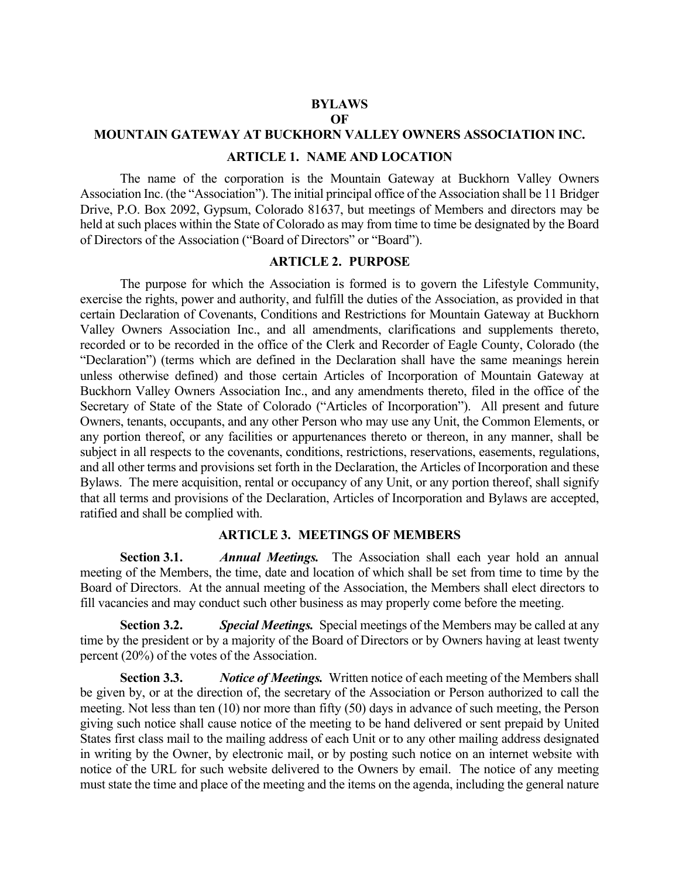# BYLAWS
# OF
# MOUNTAIN GATEWAY AT BUCKHORN VALLEY OWNERS ASSOCIATION INC.

## ARTICLE 1. NAME AND LOCATION

The name of the corporation is the Mountain Gateway at Buckhorn Valley Owners Association Inc. (the "Association"). The initial principal office of the Association shall be 11 Bridger Drive, P.O. Box 2092, Gypsum, Colorado 81637, but meetings of Members and directors may be held at such places within the State of Colorado as may from time to time be designated by the Board of Directors of the Association ("Board of Directors" or "Board").

## ARTICLE 2. PURPOSE

The purpose for which the Association is formed is to govern the Lifestyle Community, exercise the rights, power and authority, and fulfill the duties of the Association, as provided in that certain Declaration of Covenants, Conditions and Restrictions for Mountain Gateway at Buckhorn Valley Owners Association Inc., and all amendments, clarifications and supplements thereto, recorded or to be recorded in the office of the Clerk and Recorder of Eagle County, Colorado (the "Declaration") (terms which are defined in the Declaration shall have the same meanings herein unless otherwise defined) and those certain Articles of Incorporation of Mountain Gateway at Buckhorn Valley Owners Association Inc., and any amendments thereto, filed in the office of the Secretary of State of the State of Colorado ("Articles of Incorporation"). All present and future Owners, tenants, occupants, and any other Person who may use any Unit, the Common Elements, or any portion thereof, or any facilities or appurtenances thereto or thereon, in any manner, shall be subject in all respects to the covenants, conditions, restrictions, reservations, easements, regulations, and all other terms and provisions set forth in the Declaration, the Articles of Incorporation and these Bylaws. The mere acquisition, rental or occupancy of any Unit, or any portion thereof, shall signify that all terms and provisions of the Declaration, Articles of Incorporation and Bylaws are accepted, ratified and shall be complied with.

## ARTICLE 3. MEETINGS OF MEMBERS

**Section 3.1.** ***Annual Meetings.*** The Association shall each year hold an annual meeting of the Members, the time, date and location of which shall be set from time to time by the Board of Directors. At the annual meeting of the Association, the Members shall elect directors to fill vacancies and may conduct such other business as may properly come before the meeting.

**Section 3.2.** ***Special Meetings.*** Special meetings of the Members may be called at any time by the president or by a majority of the Board of Directors or by Owners having at least twenty percent (20%) of the votes of the Association.

**Section 3.3.** ***Notice of Meetings.*** Written notice of each meeting of the Members shall be given by, or at the direction of, the secretary of the Association or Person authorized to call the meeting. Not less than ten (10) nor more than fifty (50) days in advance of such meeting, the Person giving such notice shall cause notice of the meeting to be hand delivered or sent prepaid by United States first class mail to the mailing address of each Unit or to any other mailing address designated in writing by the Owner, by electronic mail, or by posting such notice on an internet website with notice of the URL for such website delivered to the Owners by email. The notice of any meeting must state the time and place of the meeting and the items on the agenda, including the general nature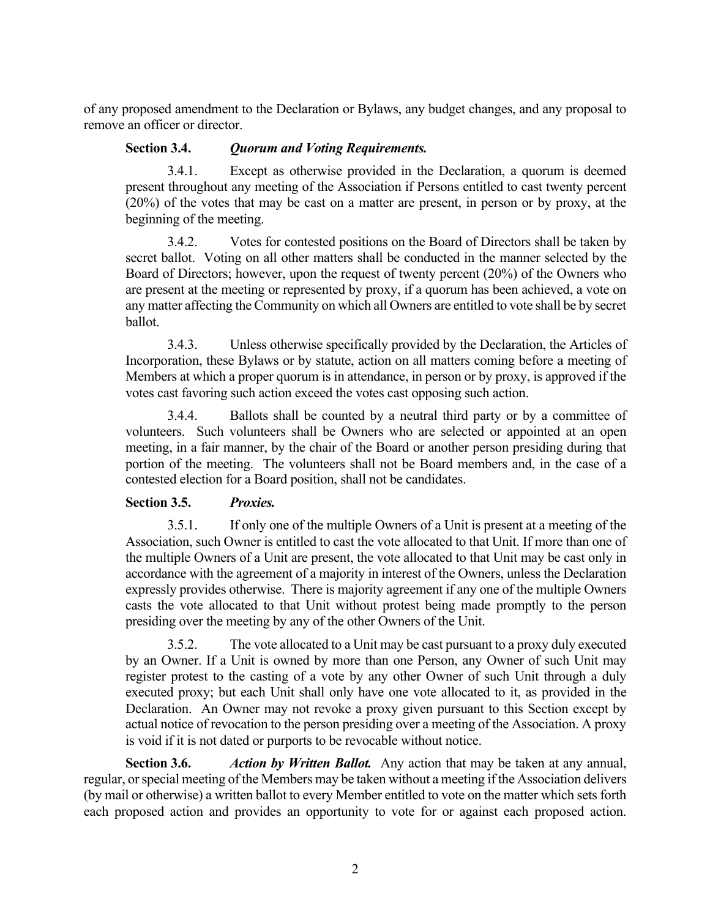of any proposed amendment to the Declaration or Bylaws, any budget changes, and any proposal to remove an officer or director.

**Section 3.4.** ***Quorum and Voting Requirements.***

3.4.1. Except as otherwise provided in the Declaration, a quorum is deemed present throughout any meeting of the Association if Persons entitled to cast twenty percent (20%) of the votes that may be cast on a matter are present, in person or by proxy, at the beginning of the meeting.

3.4.2. Votes for contested positions on the Board of Directors shall be taken by secret ballot. Voting on all other matters shall be conducted in the manner selected by the Board of Directors; however, upon the request of twenty percent (20%) of the Owners who are present at the meeting or represented by proxy, if a quorum has been achieved, a vote on any matter affecting the Community on which all Owners are entitled to vote shall be by secret ballot.

3.4.3. Unless otherwise specifically provided by the Declaration, the Articles of Incorporation, these Bylaws or by statute, action on all matters coming before a meeting of Members at which a proper quorum is in attendance, in person or by proxy, is approved if the votes cast favoring such action exceed the votes cast opposing such action.

3.4.4. Ballots shall be counted by a neutral third party or by a committee of volunteers. Such volunteers shall be Owners who are selected or appointed at an open meeting, in a fair manner, by the chair of the Board or another person presiding during that portion of the meeting. The volunteers shall not be Board members and, in the case of a contested election for a Board position, shall not be candidates.

**Section 3.5.** ***Proxies.***

3.5.1. If only one of the multiple Owners of a Unit is present at a meeting of the Association, such Owner is entitled to cast the vote allocated to that Unit. If more than one of the multiple Owners of a Unit are present, the vote allocated to that Unit may be cast only in accordance with the agreement of a majority in interest of the Owners, unless the Declaration expressly provides otherwise. There is majority agreement if any one of the multiple Owners casts the vote allocated to that Unit without protest being made promptly to the person presiding over the meeting by any of the other Owners of the Unit.

3.5.2. The vote allocated to a Unit may be cast pursuant to a proxy duly executed by an Owner. If a Unit is owned by more than one Person, any Owner of such Unit may register protest to the casting of a vote by any other Owner of such Unit through a duly executed proxy; but each Unit shall only have one vote allocated to it, as provided in the Declaration. An Owner may not revoke a proxy given pursuant to this Section except by actual notice of revocation to the person presiding over a meeting of the Association. A proxy is void if it is not dated or purports to be revocable without notice.

**Section 3.6.** ***Action by Written Ballot.*** Any action that may be taken at any annual, regular, or special meeting of the Members may be taken without a meeting if the Association delivers (by mail or otherwise) a written ballot to every Member entitled to vote on the matter which sets forth each proposed action and provides an opportunity to vote for or against each proposed action.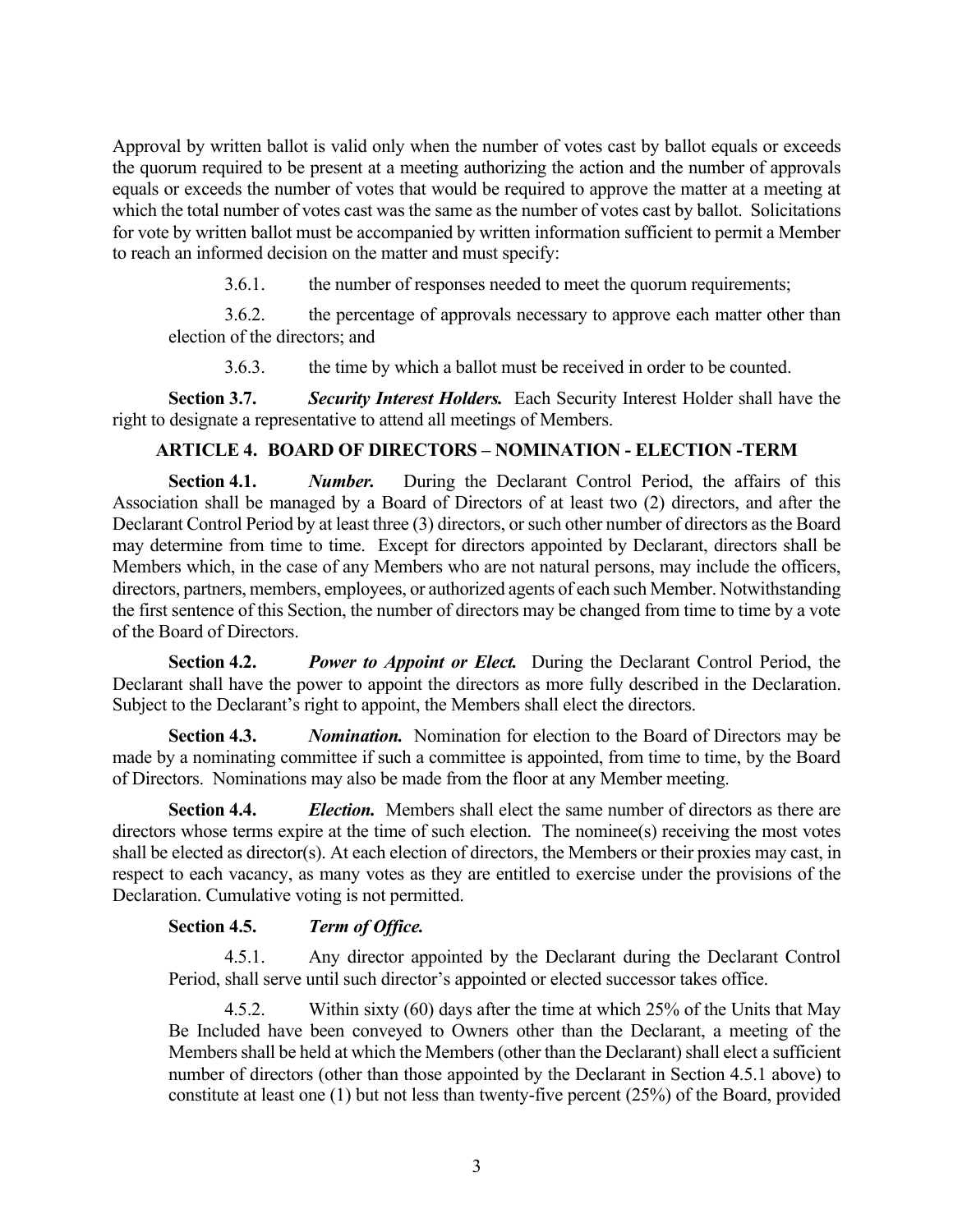Approval by written ballot is valid only when the number of votes cast by ballot equals or exceeds the quorum required to be present at a meeting authorizing the action and the number of approvals equals or exceeds the number of votes that would be required to approve the matter at a meeting at which the total number of votes cast was the same as the number of votes cast by ballot. Solicitations for vote by written ballot must be accompanied by written information sufficient to permit a Member to reach an informed decision on the matter and must specify:

3.6.1. the number of responses needed to meet the quorum requirements;

3.6.2. the percentage of approvals necessary to approve each matter other than election of the directors; and

3.6.3. the time by which a ballot must be received in order to be counted.

**Section 3.7.** ***Security Interest Holders.*** Each Security Interest Holder shall have the right to designate a representative to attend all meetings of Members.

## ARTICLE 4. BOARD OF DIRECTORS – NOMINATION - ELECTION -TERM

**Section 4.1.** ***Number.*** During the Declarant Control Period, the affairs of this Association shall be managed by a Board of Directors of at least two (2) directors, and after the Declarant Control Period by at least three (3) directors, or such other number of directors as the Board may determine from time to time. Except for directors appointed by Declarant, directors shall be Members which, in the case of any Members who are not natural persons, may include the officers, directors, partners, members, employees, or authorized agents of each such Member. Notwithstanding the first sentence of this Section, the number of directors may be changed from time to time by a vote of the Board of Directors.

**Section 4.2.** ***Power to Appoint or Elect.*** During the Declarant Control Period, the Declarant shall have the power to appoint the directors as more fully described in the Declaration. Subject to the Declarant's right to appoint, the Members shall elect the directors.

**Section 4.3.** ***Nomination.*** Nomination for election to the Board of Directors may be made by a nominating committee if such a committee is appointed, from time to time, by the Board of Directors. Nominations may also be made from the floor at any Member meeting.

**Section 4.4.** ***Election.*** Members shall elect the same number of directors as there are directors whose terms expire at the time of such election. The nominee(s) receiving the most votes shall be elected as director(s). At each election of directors, the Members or their proxies may cast, in respect to each vacancy, as many votes as they are entitled to exercise under the provisions of the Declaration. Cumulative voting is not permitted.

**Section 4.5.** ***Term of Office.***

4.5.1. Any director appointed by the Declarant during the Declarant Control Period, shall serve until such director's appointed or elected successor takes office.

4.5.2. Within sixty (60) days after the time at which 25% of the Units that May Be Included have been conveyed to Owners other than the Declarant, a meeting of the Members shall be held at which the Members (other than the Declarant) shall elect a sufficient number of directors (other than those appointed by the Declarant in Section 4.5.1 above) to constitute at least one (1) but not less than twenty-five percent (25%) of the Board, provided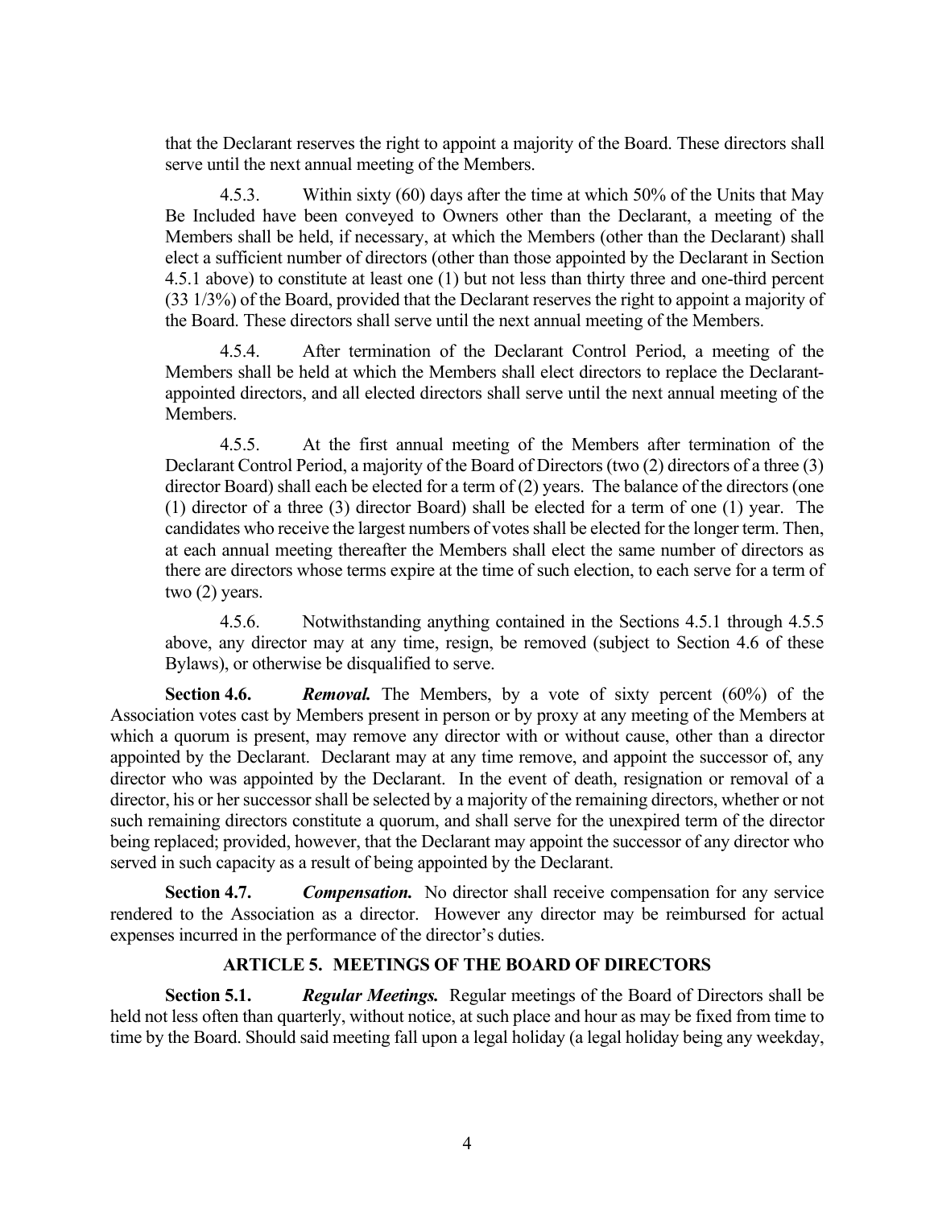that the Declarant reserves the right to appoint a majority of the Board. These directors shall serve until the next annual meeting of the Members.

4.5.3. Within sixty (60) days after the time at which 50% of the Units that May Be Included have been conveyed to Owners other than the Declarant, a meeting of the Members shall be held, if necessary, at which the Members (other than the Declarant) shall elect a sufficient number of directors (other than those appointed by the Declarant in Section 4.5.1 above) to constitute at least one (1) but not less than thirty three and one-third percent (33 1/3%) of the Board, provided that the Declarant reserves the right to appoint a majority of the Board. These directors shall serve until the next annual meeting of the Members.

4.5.4. After termination of the Declarant Control Period, a meeting of the Members shall be held at which the Members shall elect directors to replace the Declarant-appointed directors, and all elected directors shall serve until the next annual meeting of the Members.

4.5.5. At the first annual meeting of the Members after termination of the Declarant Control Period, a majority of the Board of Directors (two (2) directors of a three (3) director Board) shall each be elected for a term of (2) years. The balance of the directors (one (1) director of a three (3) director Board) shall be elected for a term of one (1) year. The candidates who receive the largest numbers of votes shall be elected for the longer term. Then, at each annual meeting thereafter the Members shall elect the same number of directors as there are directors whose terms expire at the time of such election, to each serve for a term of two (2) years.

4.5.6. Notwithstanding anything contained in the Sections 4.5.1 through 4.5.5 above, any director may at any time, resign, be removed (subject to Section 4.6 of these Bylaws), or otherwise be disqualified to serve.

**Section 4.6.** ***Removal.*** The Members, by a vote of sixty percent (60%) of the Association votes cast by Members present in person or by proxy at any meeting of the Members at which a quorum is present, may remove any director with or without cause, other than a director appointed by the Declarant. Declarant may at any time remove, and appoint the successor of, any director who was appointed by the Declarant. In the event of death, resignation or removal of a director, his or her successor shall be selected by a majority of the remaining directors, whether or not such remaining directors constitute a quorum, and shall serve for the unexpired term of the director being replaced; provided, however, that the Declarant may appoint the successor of any director who served in such capacity as a result of being appointed by the Declarant.

**Section 4.7.** ***Compensation.*** No director shall receive compensation for any service rendered to the Association as a director. However any director may be reimbursed for actual expenses incurred in the performance of the director's duties.

## ARTICLE 5. MEETINGS OF THE BOARD OF DIRECTORS

**Section 5.1.** ***Regular Meetings.*** Regular meetings of the Board of Directors shall be held not less often than quarterly, without notice, at such place and hour as may be fixed from time to time by the Board. Should said meeting fall upon a legal holiday (a legal holiday being any weekday,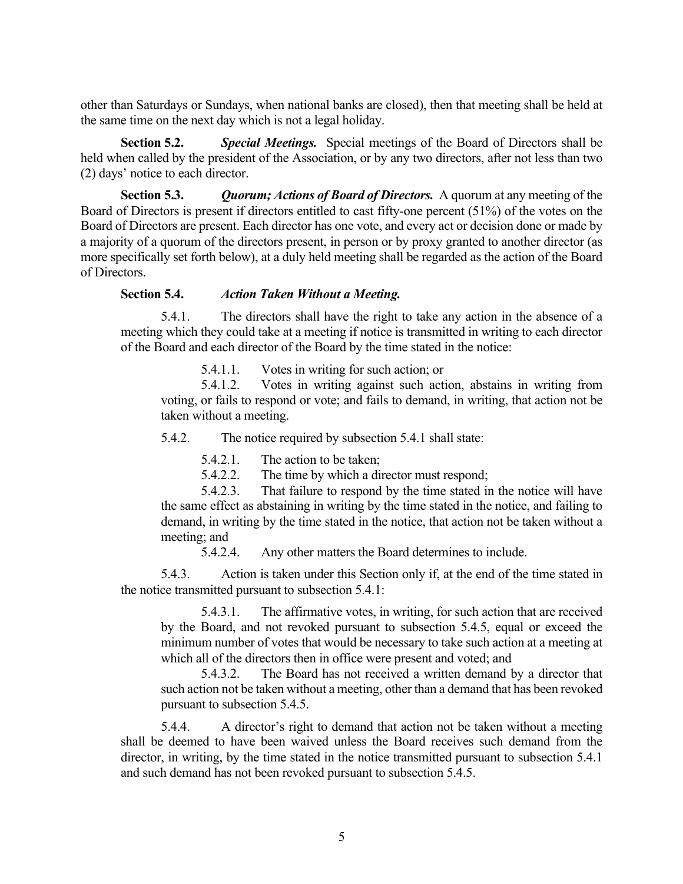other than Saturdays or Sundays, when national banks are closed), then that meeting shall be held at the same time on the next day which is not a legal holiday.

**Section 5.2.** ***Special Meetings.*** Special meetings of the Board of Directors shall be held when called by the president of the Association, or by any two directors, after not less than two (2) days' notice to each director.

**Section 5.3.** ***Quorum; Actions of Board of Directors.*** A quorum at any meeting of the Board of Directors is present if directors entitled to cast fifty-one percent (51%) of the votes on the Board of Directors are present. Each director has one vote, and every act or decision done or made by a majority of a quorum of the directors present, in person or by proxy granted to another director (as more specifically set forth below), at a duly held meeting shall be regarded as the action of the Board of Directors.

**Section 5.4.** ***Action Taken Without a Meeting.***

5.4.1. The directors shall have the right to take any action in the absence of a meeting which they could take at a meeting if notice is transmitted in writing to each director of the Board and each director of the Board by the time stated in the notice:

5.4.1.1. Votes in writing for such action; or

5.4.1.2. Votes in writing against such action, abstains in writing from voting, or fails to respond or vote; and fails to demand, in writing, that action not be taken without a meeting.

5.4.2. The notice required by subsection 5.4.1 shall state:

5.4.2.1. The action to be taken;

5.4.2.2. The time by which a director must respond;

5.4.2.3. That failure to respond by the time stated in the notice will have the same effect as abstaining in writing by the time stated in the notice, and failing to demand, in writing by the time stated in the notice, that action not be taken without a meeting; and

5.4.2.4. Any other matters the Board determines to include.

5.4.3. Action is taken under this Section only if, at the end of the time stated in the notice transmitted pursuant to subsection 5.4.1:

5.4.3.1. The affirmative votes, in writing, for such action that are received by the Board, and not revoked pursuant to subsection 5.4.5, equal or exceed the minimum number of votes that would be necessary to take such action at a meeting at which all of the directors then in office were present and voted; and

5.4.3.2. The Board has not received a written demand by a director that such action not be taken without a meeting, other than a demand that has been revoked pursuant to subsection 5.4.5.

5.4.4. A director's right to demand that action not be taken without a meeting shall be deemed to have been waived unless the Board receives such demand from the director, in writing, by the time stated in the notice transmitted pursuant to subsection 5.4.1 and such demand has not been revoked pursuant to subsection 5.4.5.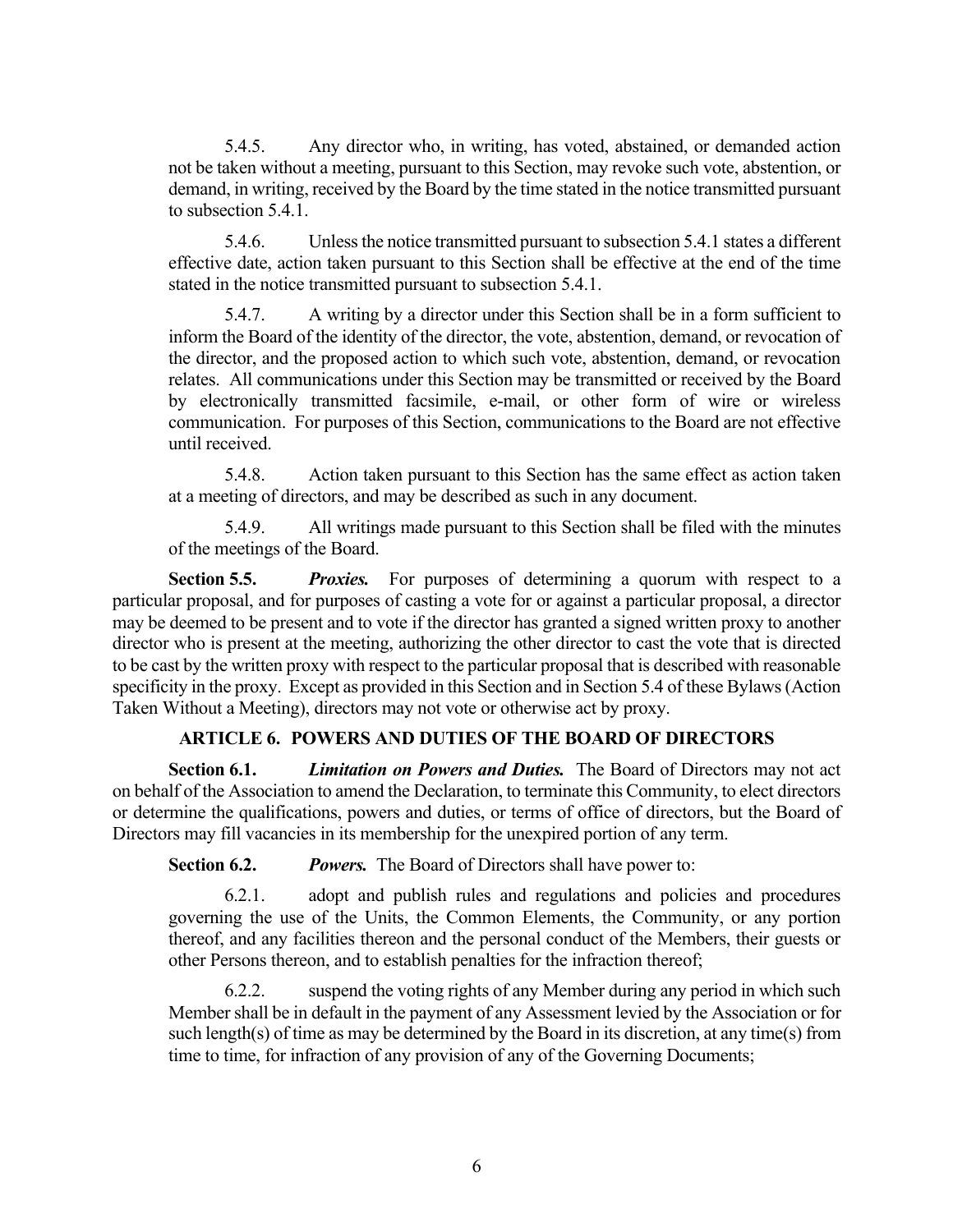5.4.5. Any director who, in writing, has voted, abstained, or demanded action not be taken without a meeting, pursuant to this Section, may revoke such vote, abstention, or demand, in writing, received by the Board by the time stated in the notice transmitted pursuant to subsection 5.4.1.

5.4.6. Unless the notice transmitted pursuant to subsection 5.4.1 states a different effective date, action taken pursuant to this Section shall be effective at the end of the time stated in the notice transmitted pursuant to subsection 5.4.1.

5.4.7. A writing by a director under this Section shall be in a form sufficient to inform the Board of the identity of the director, the vote, abstention, demand, or revocation of the director, and the proposed action to which such vote, abstention, demand, or revocation relates. All communications under this Section may be transmitted or received by the Board by electronically transmitted facsimile, e-mail, or other form of wire or wireless communication. For purposes of this Section, communications to the Board are not effective until received.

5.4.8. Action taken pursuant to this Section has the same effect as action taken at a meeting of directors, and may be described as such in any document.

5.4.9. All writings made pursuant to this Section shall be filed with the minutes of the meetings of the Board.

**Section 5.5.** ***Proxies.*** For purposes of determining a quorum with respect to a particular proposal, and for purposes of casting a vote for or against a particular proposal, a director may be deemed to be present and to vote if the director has granted a signed written proxy to another director who is present at the meeting, authorizing the other director to cast the vote that is directed to be cast by the written proxy with respect to the particular proposal that is described with reasonable specificity in the proxy. Except as provided in this Section and in Section 5.4 of these Bylaws (Action Taken Without a Meeting), directors may not vote or otherwise act by proxy.

## ARTICLE 6. POWERS AND DUTIES OF THE BOARD OF DIRECTORS

**Section 6.1.** ***Limitation on Powers and Duties.*** The Board of Directors may not act on behalf of the Association to amend the Declaration, to terminate this Community, to elect directors or determine the qualifications, powers and duties, or terms of office of directors, but the Board of Directors may fill vacancies in its membership for the unexpired portion of any term.

**Section 6.2.** ***Powers.*** The Board of Directors shall have power to:

6.2.1. adopt and publish rules and regulations and policies and procedures governing the use of the Units, the Common Elements, the Community, or any portion thereof, and any facilities thereon and the personal conduct of the Members, their guests or other Persons thereon, and to establish penalties for the infraction thereof;

6.2.2. suspend the voting rights of any Member during any period in which such Member shall be in default in the payment of any Assessment levied by the Association or for such length(s) of time as may be determined by the Board in its discretion, at any time(s) from time to time, for infraction of any provision of any of the Governing Documents;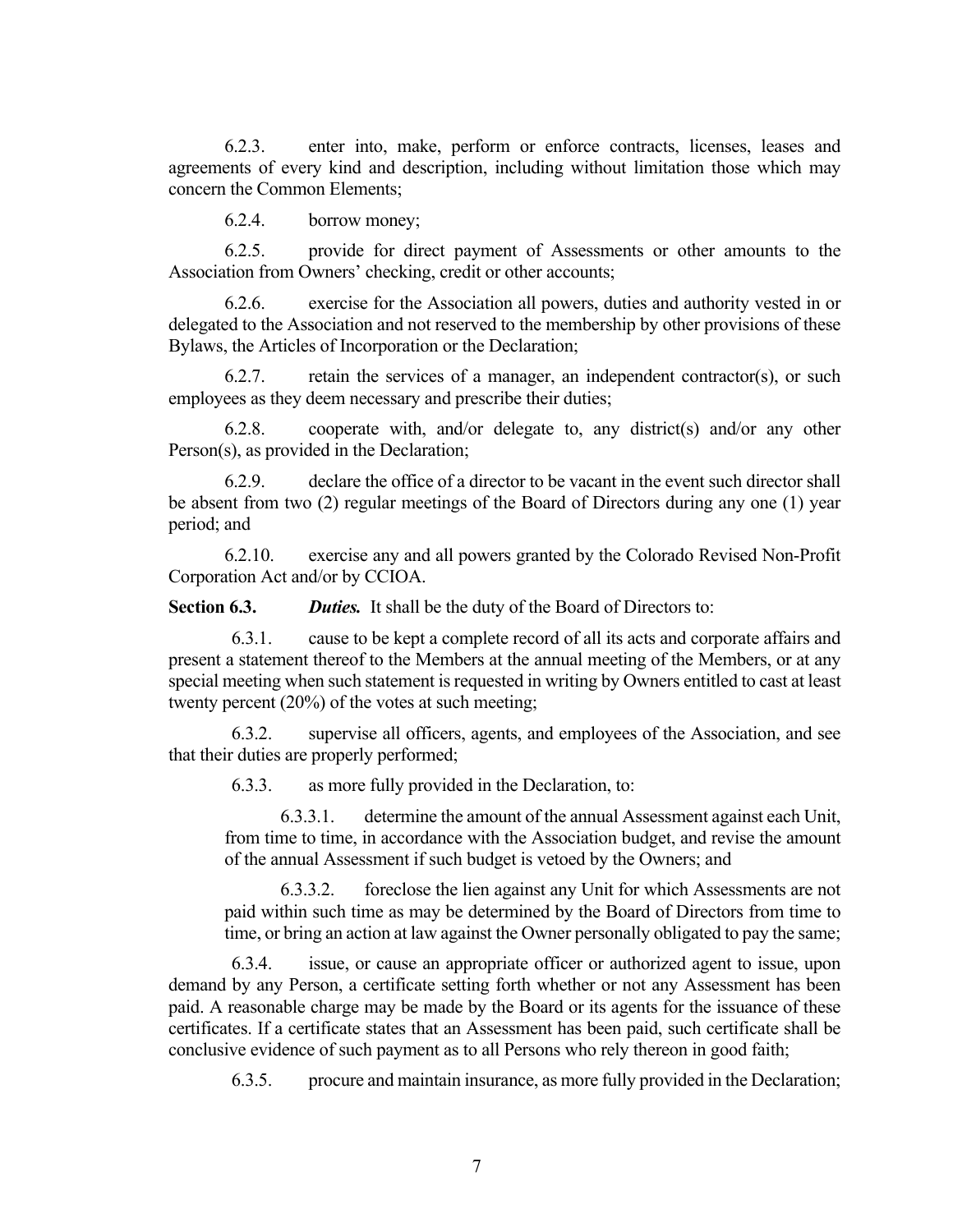6.2.3. enter into, make, perform or enforce contracts, licenses, leases and agreements of every kind and description, including without limitation those which may concern the Common Elements;

6.2.4. borrow money;

6.2.5. provide for direct payment of Assessments or other amounts to the Association from Owners' checking, credit or other accounts;

6.2.6. exercise for the Association all powers, duties and authority vested in or delegated to the Association and not reserved to the membership by other provisions of these Bylaws, the Articles of Incorporation or the Declaration;

6.2.7. retain the services of a manager, an independent contractor(s), or such employees as they deem necessary and prescribe their duties;

6.2.8. cooperate with, and/or delegate to, any district(s) and/or any other Person(s), as provided in the Declaration;

6.2.9. declare the office of a director to be vacant in the event such director shall be absent from two (2) regular meetings of the Board of Directors during any one (1) year period; and

6.2.10. exercise any and all powers granted by the Colorado Revised Non-Profit Corporation Act and/or by CCIOA.

**Section 6.3.** ***Duties.*** It shall be the duty of the Board of Directors to:

6.3.1. cause to be kept a complete record of all its acts and corporate affairs and present a statement thereof to the Members at the annual meeting of the Members, or at any special meeting when such statement is requested in writing by Owners entitled to cast at least twenty percent (20%) of the votes at such meeting;

6.3.2. supervise all officers, agents, and employees of the Association, and see that their duties are properly performed;

6.3.3. as more fully provided in the Declaration, to:

> 6.3.3.1. determine the amount of the annual Assessment against each Unit, from time to time, in accordance with the Association budget, and revise the amount of the annual Assessment if such budget is vetoed by the Owners; and
>
> 6.3.3.2. foreclose the lien against any Unit for which Assessments are not paid within such time as may be determined by the Board of Directors from time to time, or bring an action at law against the Owner personally obligated to pay the same;

6.3.4. issue, or cause an appropriate officer or authorized agent to issue, upon demand by any Person, a certificate setting forth whether or not any Assessment has been paid. A reasonable charge may be made by the Board or its agents for the issuance of these certificates. If a certificate states that an Assessment has been paid, such certificate shall be conclusive evidence of such payment as to all Persons who rely thereon in good faith;

6.3.5. procure and maintain insurance, as more fully provided in the Declaration;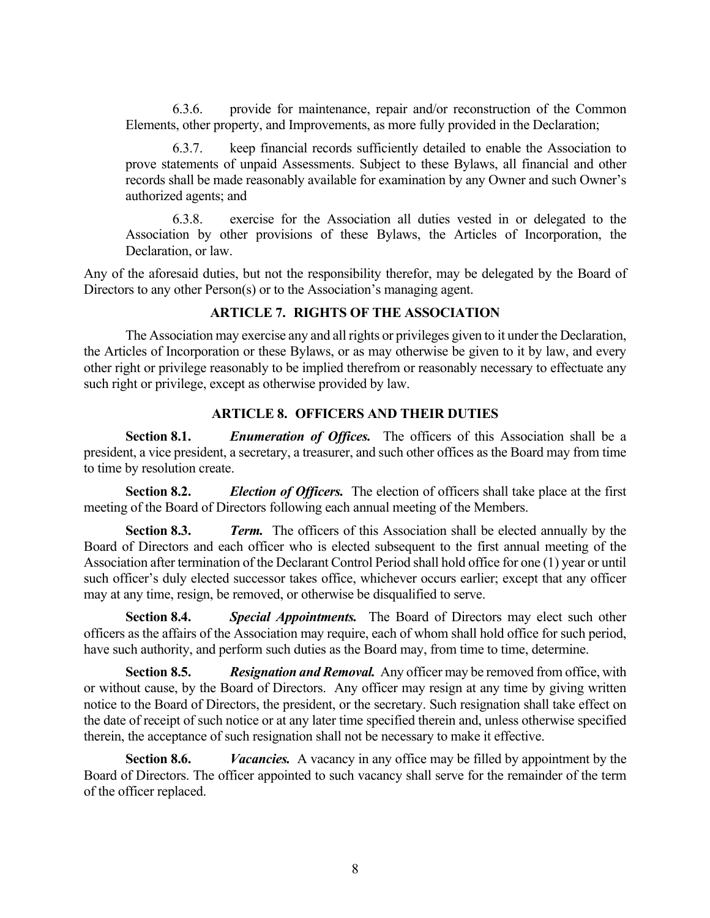6.3.6. provide for maintenance, repair and/or reconstruction of the Common Elements, other property, and Improvements, as more fully provided in the Declaration;

6.3.7. keep financial records sufficiently detailed to enable the Association to prove statements of unpaid Assessments. Subject to these Bylaws, all financial and other records shall be made reasonably available for examination by any Owner and such Owner's authorized agents; and

6.3.8. exercise for the Association all duties vested in or delegated to the Association by other provisions of these Bylaws, the Articles of Incorporation, the Declaration, or law.

Any of the aforesaid duties, but not the responsibility therefor, may be delegated by the Board of Directors to any other Person(s) or to the Association's managing agent.

## ARTICLE 7. RIGHTS OF THE ASSOCIATION

The Association may exercise any and all rights or privileges given to it under the Declaration, the Articles of Incorporation or these Bylaws, or as may otherwise be given to it by law, and every other right or privilege reasonably to be implied therefrom or reasonably necessary to effectuate any such right or privilege, except as otherwise provided by law.

## ARTICLE 8. OFFICERS AND THEIR DUTIES

**Section 8.1.** ***Enumeration of Offices.*** The officers of this Association shall be a president, a vice president, a secretary, a treasurer, and such other offices as the Board may from time to time by resolution create.

**Section 8.2.** ***Election of Officers.*** The election of officers shall take place at the first meeting of the Board of Directors following each annual meeting of the Members.

**Section 8.3.** ***Term.*** The officers of this Association shall be elected annually by the Board of Directors and each officer who is elected subsequent to the first annual meeting of the Association after termination of the Declarant Control Period shall hold office for one (1) year or until such officer's duly elected successor takes office, whichever occurs earlier; except that any officer may at any time, resign, be removed, or otherwise be disqualified to serve.

**Section 8.4.** ***Special Appointments.*** The Board of Directors may elect such other officers as the affairs of the Association may require, each of whom shall hold office for such period, have such authority, and perform such duties as the Board may, from time to time, determine.

**Section 8.5.** ***Resignation and Removal.*** Any officer may be removed from office, with or without cause, by the Board of Directors. Any officer may resign at any time by giving written notice to the Board of Directors, the president, or the secretary. Such resignation shall take effect on the date of receipt of such notice or at any later time specified therein and, unless otherwise specified therein, the acceptance of such resignation shall not be necessary to make it effective.

**Section 8.6.** ***Vacancies.*** A vacancy in any office may be filled by appointment by the Board of Directors. The officer appointed to such vacancy shall serve for the remainder of the term of the officer replaced.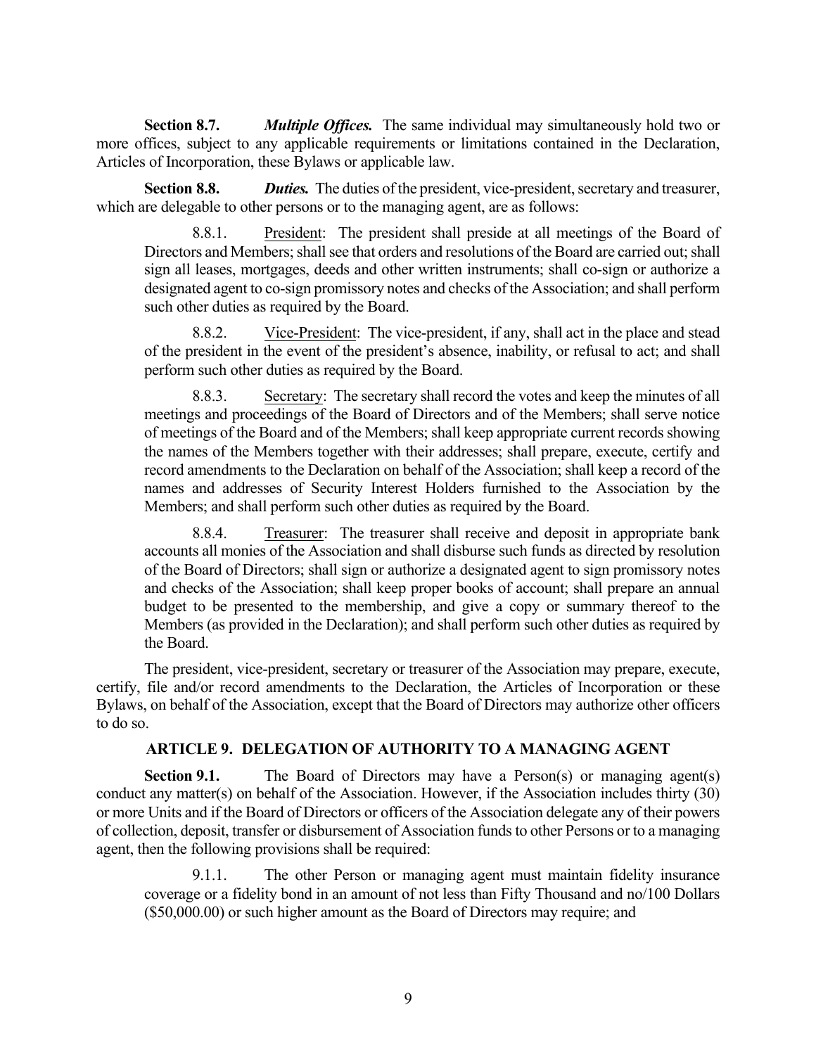**Section 8.7.** ***Multiple Offices.*** The same individual may simultaneously hold two or more offices, subject to any applicable requirements or limitations contained in the Declaration, Articles of Incorporation, these Bylaws or applicable law.

**Section 8.8.** ***Duties.*** The duties of the president, vice-president, secretary and treasurer, which are delegable to other persons or to the managing agent, are as follows:

8.8.1. President: The president shall preside at all meetings of the Board of Directors and Members; shall see that orders and resolutions of the Board are carried out; shall sign all leases, mortgages, deeds and other written instruments; shall co-sign or authorize a designated agent to co-sign promissory notes and checks of the Association; and shall perform such other duties as required by the Board.

8.8.2. Vice-President: The vice-president, if any, shall act in the place and stead of the president in the event of the president's absence, inability, or refusal to act; and shall perform such other duties as required by the Board.

8.8.3. Secretary: The secretary shall record the votes and keep the minutes of all meetings and proceedings of the Board of Directors and of the Members; shall serve notice of meetings of the Board and of the Members; shall keep appropriate current records showing the names of the Members together with their addresses; shall prepare, execute, certify and record amendments to the Declaration on behalf of the Association; shall keep a record of the names and addresses of Security Interest Holders furnished to the Association by the Members; and shall perform such other duties as required by the Board.

8.8.4. Treasurer: The treasurer shall receive and deposit in appropriate bank accounts all monies of the Association and shall disburse such funds as directed by resolution of the Board of Directors; shall sign or authorize a designated agent to sign promissory notes and checks of the Association; shall keep proper books of account; shall prepare an annual budget to be presented to the membership, and give a copy or summary thereof to the Members (as provided in the Declaration); and shall perform such other duties as required by the Board.

The president, vice-president, secretary or treasurer of the Association may prepare, execute, certify, file and/or record amendments to the Declaration, the Articles of Incorporation or these Bylaws, on behalf of the Association, except that the Board of Directors may authorize other officers to do so.

## ARTICLE 9. DELEGATION OF AUTHORITY TO A MANAGING AGENT

**Section 9.1.** The Board of Directors may have a Person(s) or managing agent(s) conduct any matter(s) on behalf of the Association. However, if the Association includes thirty (30) or more Units and if the Board of Directors or officers of the Association delegate any of their powers of collection, deposit, transfer or disbursement of Association funds to other Persons or to a managing agent, then the following provisions shall be required:

9.1.1. The other Person or managing agent must maintain fidelity insurance coverage or a fidelity bond in an amount of not less than Fifty Thousand and no/100 Dollars ($50,000.00) or such higher amount as the Board of Directors may require; and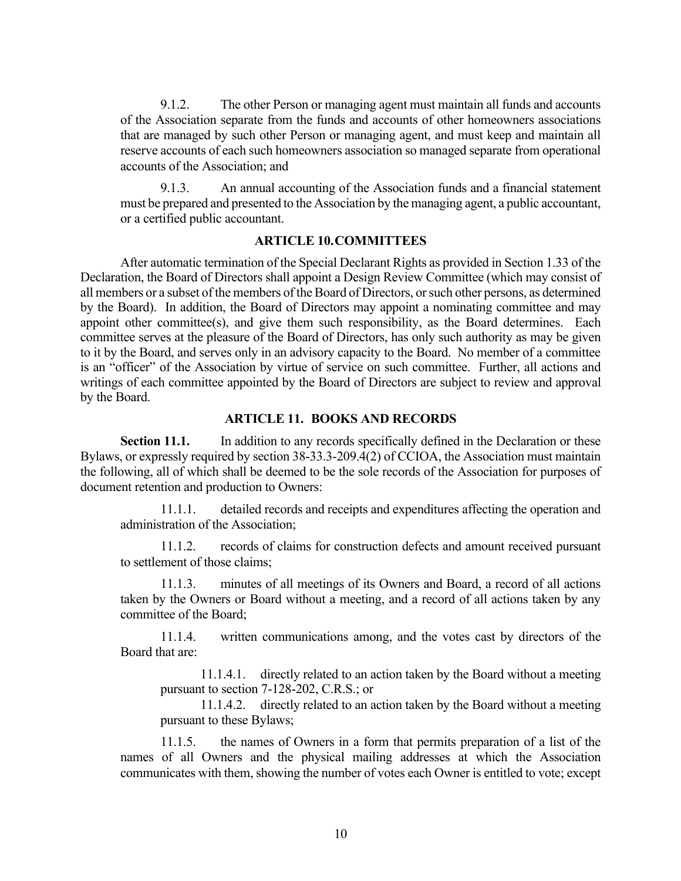9.1.2. The other Person or managing agent must maintain all funds and accounts of the Association separate from the funds and accounts of other homeowners associations that are managed by such other Person or managing agent, and must keep and maintain all reserve accounts of each such homeowners association so managed separate from operational accounts of the Association; and

9.1.3. An annual accounting of the Association funds and a financial statement must be prepared and presented to the Association by the managing agent, a public accountant, or a certified public accountant.

## ARTICLE 10. COMMITTEES

After automatic termination of the Special Declarant Rights as provided in Section 1.33 of the Declaration, the Board of Directors shall appoint a Design Review Committee (which may consist of all members or a subset of the members of the Board of Directors, or such other persons, as determined by the Board). In addition, the Board of Directors may appoint a nominating committee and may appoint other committee(s), and give them such responsibility, as the Board determines. Each committee serves at the pleasure of the Board of Directors, has only such authority as may be given to it by the Board, and serves only in an advisory capacity to the Board. No member of a committee is an "officer" of the Association by virtue of service on such committee. Further, all actions and writings of each committee appointed by the Board of Directors are subject to review and approval by the Board.

## ARTICLE 11. BOOKS AND RECORDS

**Section 11.1.** In addition to any records specifically defined in the Declaration or these Bylaws, or expressly required by section 38-33.3-209.4(2) of CCIOA, the Association must maintain the following, all of which shall be deemed to be the sole records of the Association for purposes of document retention and production to Owners:

11.1.1. detailed records and receipts and expenditures affecting the operation and administration of the Association;

11.1.2. records of claims for construction defects and amount received pursuant to settlement of those claims;

11.1.3. minutes of all meetings of its Owners and Board, a record of all actions taken by the Owners or Board without a meeting, and a record of all actions taken by any committee of the Board;

11.1.4. written communications among, and the votes cast by directors of the Board that are:

11.1.4.1. directly related to an action taken by the Board without a meeting pursuant to section 7-128-202, C.R.S.; or

11.1.4.2. directly related to an action taken by the Board without a meeting pursuant to these Bylaws;

11.1.5. the names of Owners in a form that permits preparation of a list of the names of all Owners and the physical mailing addresses at which the Association communicates with them, showing the number of votes each Owner is entitled to vote; except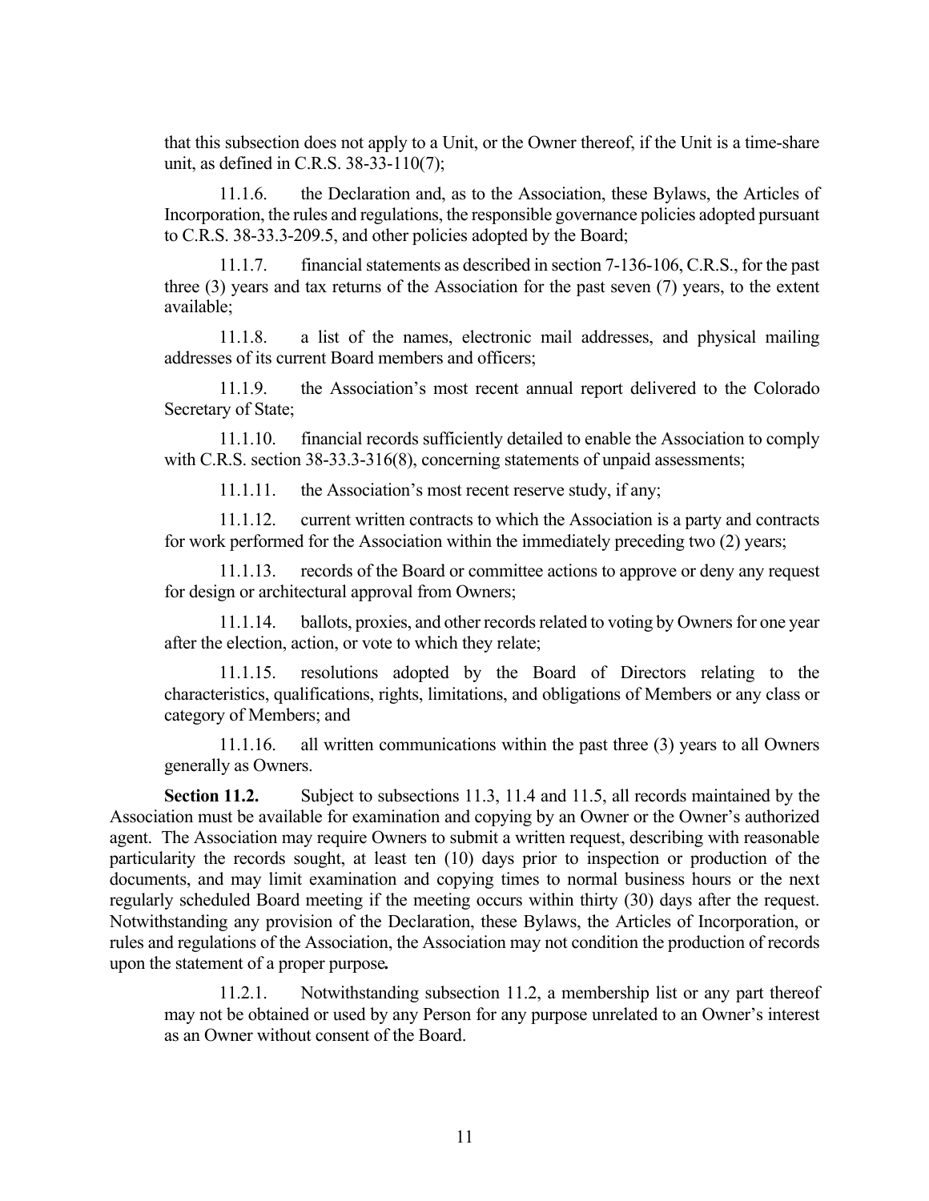that this subsection does not apply to a Unit, or the Owner thereof, if the Unit is a time-share unit, as defined in C.R.S. 38-33-110(7);

11.1.6. the Declaration and, as to the Association, these Bylaws, the Articles of Incorporation, the rules and regulations, the responsible governance policies adopted pursuant to C.R.S. 38-33.3-209.5, and other policies adopted by the Board;

11.1.7. financial statements as described in section 7-136-106, C.R.S., for the past three (3) years and tax returns of the Association for the past seven (7) years, to the extent available;

11.1.8. a list of the names, electronic mail addresses, and physical mailing addresses of its current Board members and officers;

11.1.9. the Association's most recent annual report delivered to the Colorado Secretary of State;

11.1.10. financial records sufficiently detailed to enable the Association to comply with C.R.S. section 38-33.3-316(8), concerning statements of unpaid assessments;

11.1.11. the Association's most recent reserve study, if any;

11.1.12. current written contracts to which the Association is a party and contracts for work performed for the Association within the immediately preceding two (2) years;

11.1.13. records of the Board or committee actions to approve or deny any request for design or architectural approval from Owners;

11.1.14. ballots, proxies, and other records related to voting by Owners for one year after the election, action, or vote to which they relate;

11.1.15. resolutions adopted by the Board of Directors relating to the characteristics, qualifications, rights, limitations, and obligations of Members or any class or category of Members; and

11.1.16. all written communications within the past three (3) years to all Owners generally as Owners.

**Section 11.2.** Subject to subsections 11.3, 11.4 and 11.5, all records maintained by the Association must be available for examination and copying by an Owner or the Owner's authorized agent. The Association may require Owners to submit a written request, describing with reasonable particularity the records sought, at least ten (10) days prior to inspection or production of the documents, and may limit examination and copying times to normal business hours or the next regularly scheduled Board meeting if the meeting occurs within thirty (30) days after the request. Notwithstanding any provision of the Declaration, these Bylaws, the Articles of Incorporation, or rules and regulations of the Association, the Association may not condition the production of records upon the statement of a proper purpose.

11.2.1. Notwithstanding subsection 11.2, a membership list or any part thereof may not be obtained or used by any Person for any purpose unrelated to an Owner's interest as an Owner without consent of the Board.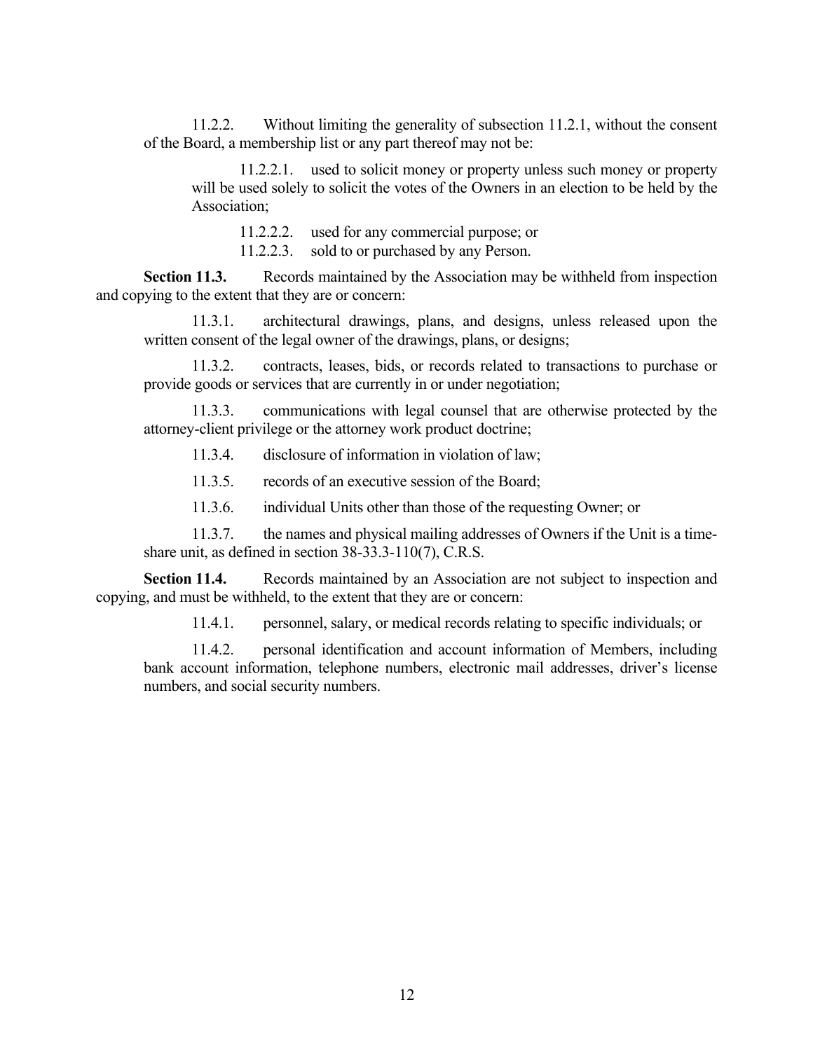11.2.2. Without limiting the generality of subsection 11.2.1, without the consent of the Board, a membership list or any part thereof may not be:

11.2.2.1. used to solicit money or property unless such money or property will be used solely to solicit the votes of the Owners in an election to be held by the Association;

11.2.2.2. used for any commercial purpose; or

11.2.2.3. sold to or purchased by any Person.

**Section 11.3.** Records maintained by the Association may be withheld from inspection and copying to the extent that they are or concern:

11.3.1. architectural drawings, plans, and designs, unless released upon the written consent of the legal owner of the drawings, plans, or designs;

11.3.2. contracts, leases, bids, or records related to transactions to purchase or provide goods or services that are currently in or under negotiation;

11.3.3. communications with legal counsel that are otherwise protected by the attorney-client privilege or the attorney work product doctrine;

11.3.4. disclosure of information in violation of law;

11.3.5. records of an executive session of the Board;

11.3.6. individual Units other than those of the requesting Owner; or

11.3.7. the names and physical mailing addresses of Owners if the Unit is a time-share unit, as defined in section 38-33.3-110(7), C.R.S.

**Section 11.4.** Records maintained by an Association are not subject to inspection and copying, and must be withheld, to the extent that they are or concern:

11.4.1. personnel, salary, or medical records relating to specific individuals; or

11.4.2. personal identification and account information of Members, including bank account information, telephone numbers, electronic mail addresses, driver's license numbers, and social security numbers.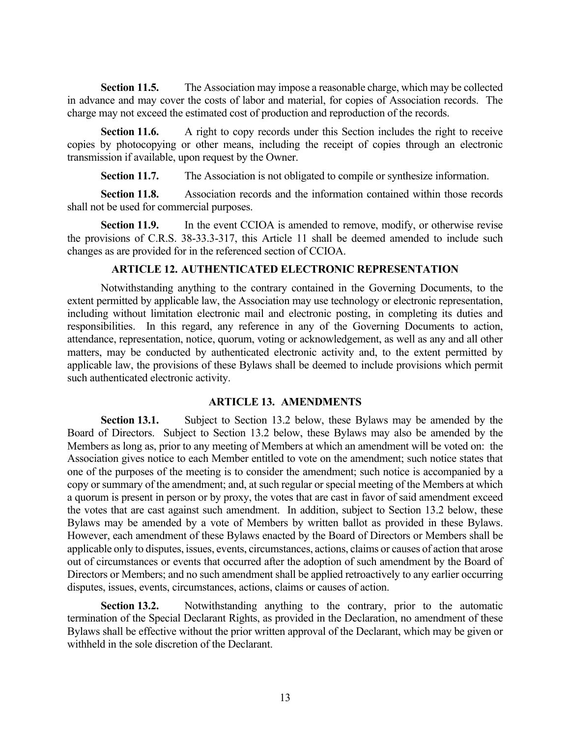**Section 11.5.** The Association may impose a reasonable charge, which may be collected in advance and may cover the costs of labor and material, for copies of Association records. The charge may not exceed the estimated cost of production and reproduction of the records.

**Section 11.6.** A right to copy records under this Section includes the right to receive copies by photocopying or other means, including the receipt of copies through an electronic transmission if available, upon request by the Owner.

**Section 11.7.** The Association is not obligated to compile or synthesize information.

**Section 11.8.** Association records and the information contained within those records shall not be used for commercial purposes.

**Section 11.9.** In the event CCIOA is amended to remove, modify, or otherwise revise the provisions of C.R.S. 38-33.3-317, this Article 11 shall be deemed amended to include such changes as are provided for in the referenced section of CCIOA.

## ARTICLE 12. AUTHENTICATED ELECTRONIC REPRESENTATION

Notwithstanding anything to the contrary contained in the Governing Documents, to the extent permitted by applicable law, the Association may use technology or electronic representation, including without limitation electronic mail and electronic posting, in completing its duties and responsibilities. In this regard, any reference in any of the Governing Documents to action, attendance, representation, notice, quorum, voting or acknowledgement, as well as any and all other matters, may be conducted by authenticated electronic activity and, to the extent permitted by applicable law, the provisions of these Bylaws shall be deemed to include provisions which permit such authenticated electronic activity.

## ARTICLE 13. AMENDMENTS

**Section 13.1.** Subject to Section 13.2 below, these Bylaws may be amended by the Board of Directors. Subject to Section 13.2 below, these Bylaws may also be amended by the Members as long as, prior to any meeting of Members at which an amendment will be voted on: the Association gives notice to each Member entitled to vote on the amendment; such notice states that one of the purposes of the meeting is to consider the amendment; such notice is accompanied by a copy or summary of the amendment; and, at such regular or special meeting of the Members at which a quorum is present in person or by proxy, the votes that are cast in favor of said amendment exceed the votes that are cast against such amendment. In addition, subject to Section 13.2 below, these Bylaws may be amended by a vote of Members by written ballot as provided in these Bylaws. However, each amendment of these Bylaws enacted by the Board of Directors or Members shall be applicable only to disputes, issues, events, circumstances, actions, claims or causes of action that arose out of circumstances or events that occurred after the adoption of such amendment by the Board of Directors or Members; and no such amendment shall be applied retroactively to any earlier occurring disputes, issues, events, circumstances, actions, claims or causes of action.

**Section 13.2.** Notwithstanding anything to the contrary, prior to the automatic termination of the Special Declarant Rights, as provided in the Declaration, no amendment of these Bylaws shall be effective without the prior written approval of the Declarant, which may be given or withheld in the sole discretion of the Declarant.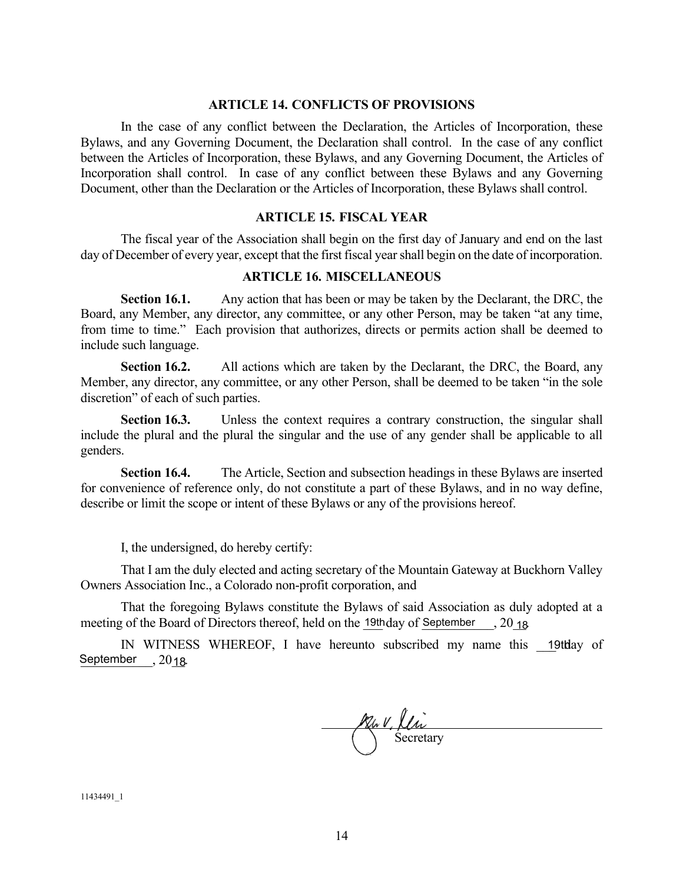## ARTICLE 14. CONFLICTS OF PROVISIONS

In the case of any conflict between the Declaration, the Articles of Incorporation, these Bylaws, and any Governing Document, the Declaration shall control. In the case of any conflict between the Articles of Incorporation, these Bylaws, and any Governing Document, the Articles of Incorporation shall control. In case of any conflict between these Bylaws and any Governing Document, other than the Declaration or the Articles of Incorporation, these Bylaws shall control.

## ARTICLE 15. FISCAL YEAR

The fiscal year of the Association shall begin on the first day of January and end on the last day of December of every year, except that the first fiscal year shall begin on the date of incorporation.

## ARTICLE 16. MISCELLANEOUS

**Section 16.1.** Any action that has been or may be taken by the Declarant, the DRC, the Board, any Member, any director, any committee, or any other Person, may be taken "at any time, from time to time." Each provision that authorizes, directs or permits action shall be deemed to include such language.

**Section 16.2.** All actions which are taken by the Declarant, the DRC, the Board, any Member, any director, any committee, or any other Person, shall be deemed to be taken "in the sole discretion" of each of such parties.

**Section 16.3.** Unless the context requires a contrary construction, the singular shall include the plural and the plural the singular and the use of any gender shall be applicable to all genders.

**Section 16.4.** The Article, Section and subsection headings in these Bylaws are inserted for convenience of reference only, do not constitute a part of these Bylaws, and in no way define, describe or limit the scope or intent of these Bylaws or any of the provisions hereof.

I, the undersigned, do hereby certify:

That I am the duly elected and acting secretary of the Mountain Gateway at Buckhorn Valley Owners Association Inc., a Colorado non-profit corporation, and

That the foregoing Bylaws constitute the Bylaws of said Association as duly adopted at a meeting of the Board of Directors thereof, held on the 19th day of September, 2018.

IN WITNESS WHEREOF, I have hereunto subscribed my name this 19th day of September, 2018.

[Signature]
Secretary

11434491_1